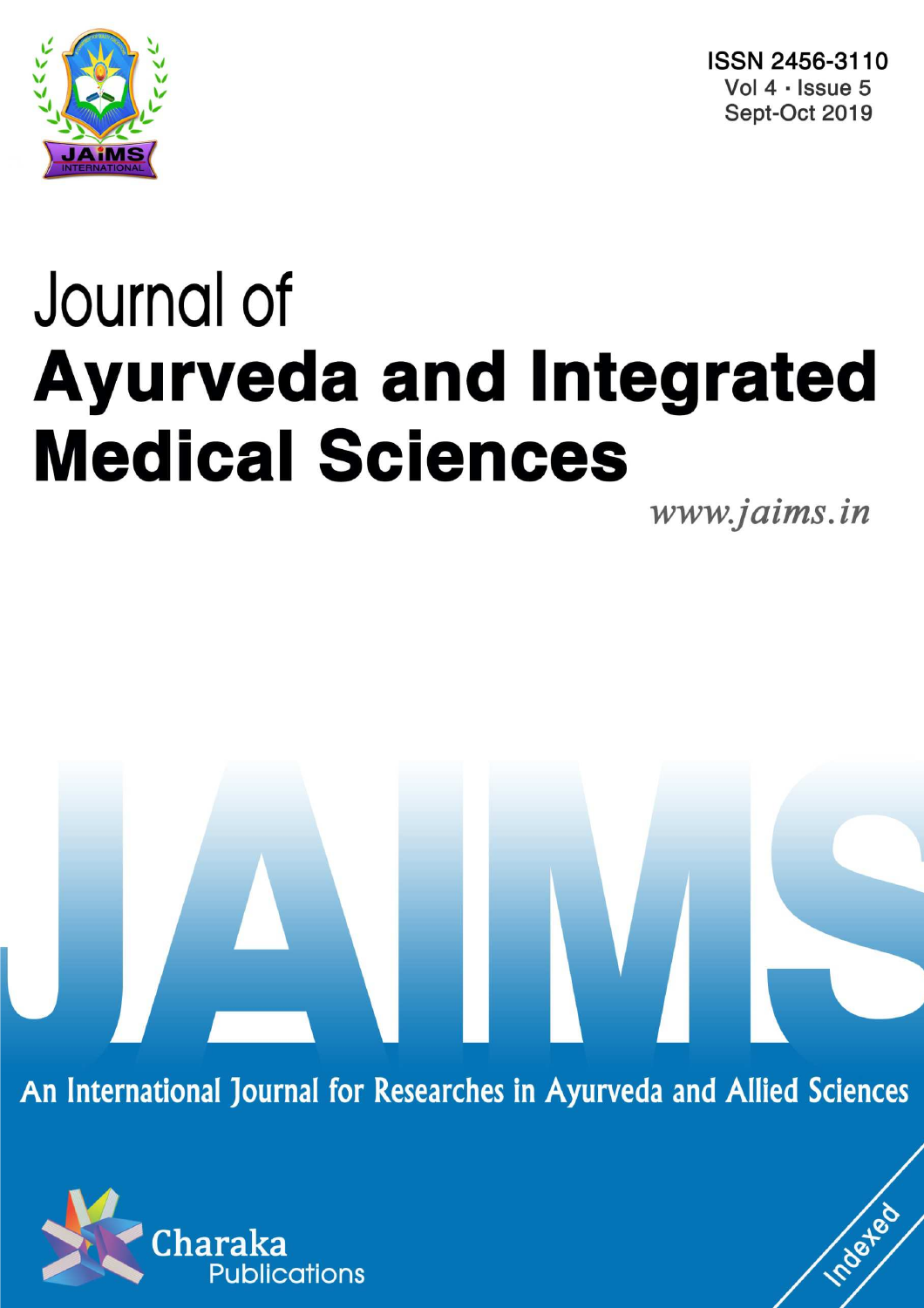ISSN 2456-3110
Vol 4 · Issue 5
Sept-Oct 2019

# Journal of
# Ayurveda and Integrated Medical Sciences

*www.jaims.in*

JAIMS

An International Journal for Researches in Ayurveda and Allied Sciences

Charaka Publications

Indexed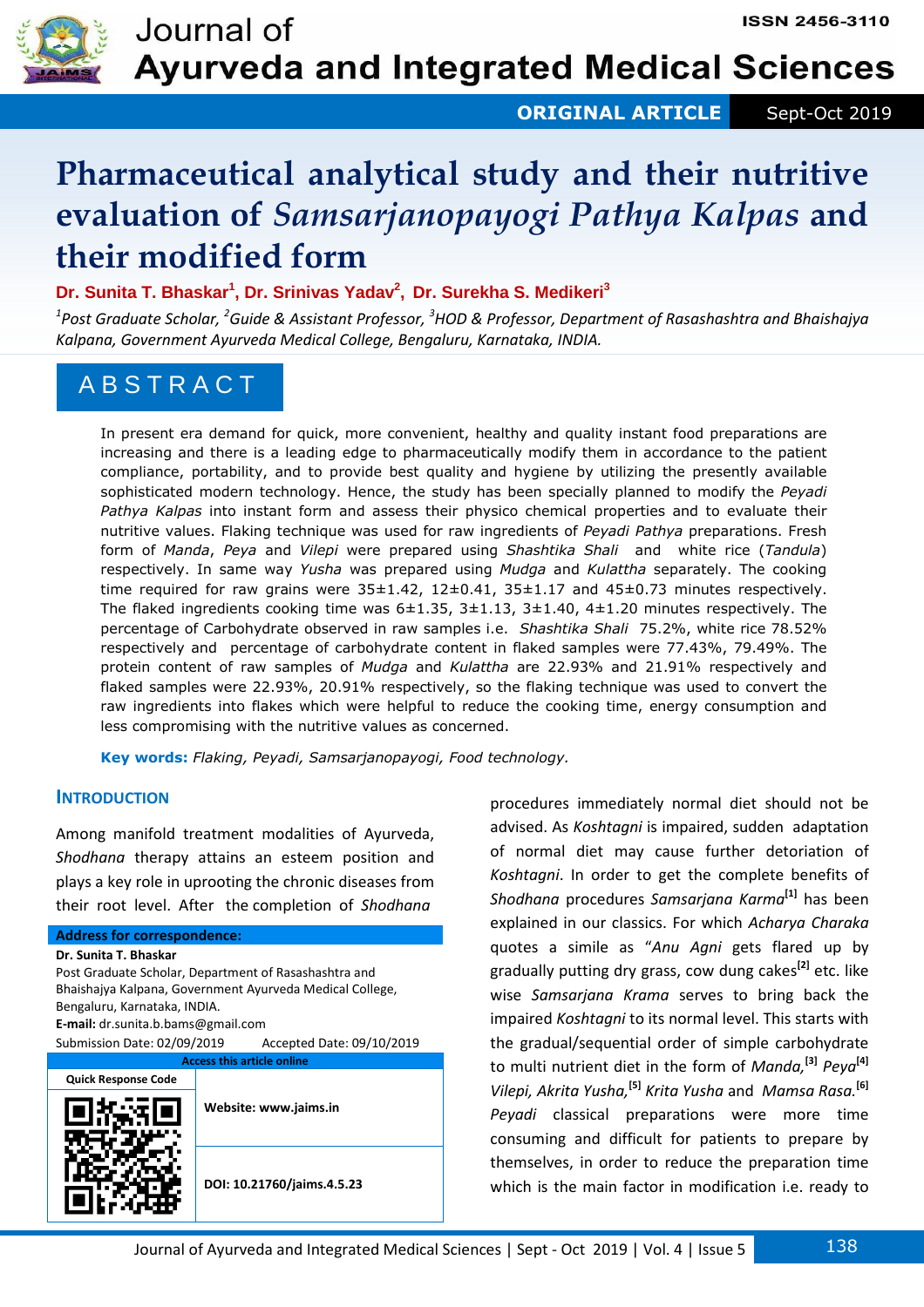# Pharmaceutical analytical study and their nutritive evaluation of *Samsarjanopayogi Pathya Kalpas* and their modified form

**Dr. Sunita T. Bhaskar[1], Dr. Srinivas Yadav[2], Dr. Surekha S. Medikeri[3]**

*[1]Post Graduate Scholar, [2]Guide & Assistant Professor, [3]HOD & Professor, Department of Rasashastra and Bhaishajya Kalpana, Government Ayurveda Medical College, Bengaluru, Karnataka, INDIA.*

## ABSTRACT

In present era demand for quick, more convenient, healthy and quality instant food preparations are increasing and there is a leading edge to pharmaceutically modify them in accordance to the patient compliance, portability, and to provide best quality and hygiene by utilizing the presently available sophisticated modern technology. Hence, the study has been specially planned to modify the *Peyadi Pathya Kalpas* into instant form and assess their physico chemical properties and to evaluate their nutritive values. Flaking technique was used for raw ingredients of *Peyadi Pathya* preparations. Fresh form of *Manda*, *Peya* and *Vilepi* were prepared using *Shashtika Shali* and white rice (*Tandula*) respectively. In same way *Yusha* was prepared using *Mudga* and *Kulattha* separately. The cooking time required for raw grains were 35±1.42, 12±0.41, 35±1.17 and 45±0.73 minutes respectively. The flaked ingredients cooking time was 6±1.35, 3±1.13, 3±1.40, 4±1.20 minutes respectively. The percentage of Carbohydrate observed in raw samples i.e. *Shashtika Shali* 75.2%, white rice 78.52% respectively and percentage of carbohydrate content in flaked samples were 77.43%, 79.49%. The protein content of raw samples of *Mudga* and *Kulattha* are 22.93% and 21.91% respectively and flaked samples were 22.93%, 20.91% respectively, so the flaking technique was used to convert the raw ingredients into flakes which were helpful to reduce the cooking time, energy consumption and less compromising with the nutritive values as concerned.

**Key words:** *Flaking, Peyadi, Samsarjanopayogi, Food technology.*

## INTRODUCTION

Among manifold treatment modalities of Ayurveda, *Shodhana* therapy attains an esteem position and plays a key role in uprooting the chronic diseases from their root level. After the completion of *Shodhana* procedures immediately normal diet should not be advised. As *Koshtagni* is impaired, sudden adaptation of normal diet may cause further detoriation of *Koshtagni*. In order to get the complete benefits of *Shodhana* procedures *Samsarjana Karma*[1] has been explained in our classics. For which *Acharya Charaka* quotes a simile as "*Anu Agni* gets flared up by gradually putting dry grass, cow dung cakes[2] etc. like wise *Samsarjana Krama* serves to bring back the impaired *Koshtagni* to its normal level. This starts with the gradual/sequential order of simple carbohydrate to multi nutrient diet in the form of *Manda,*[3] *Peya*[4] *Vilepi, Akrita Yusha,*[5] *Krita Yusha* and *Mamsa Rasa.*[6] *Peyadi* classical preparations were more time consuming and difficult for patients to prepare by themselves, in order to reduce the preparation time which is the main factor in modification i.e. ready to

**Address for correspondence:**

**Dr. Sunita T. Bhaskar**
Post Graduate Scholar, Department of Rasashastra and Bhaishajya Kalpana, Government Ayurveda Medical College, Bengaluru, Karnataka, INDIA.
**E-mail:** dr.sunita.b.bams@gmail.com

Submission Date: 02/09/2019 Accepted Date: 09/10/2019

| Access this article online | |
|---|---|
| Quick Response Code | Website: www.jaims.in |
| | DOI: 10.21760/jaims.4.5.23 |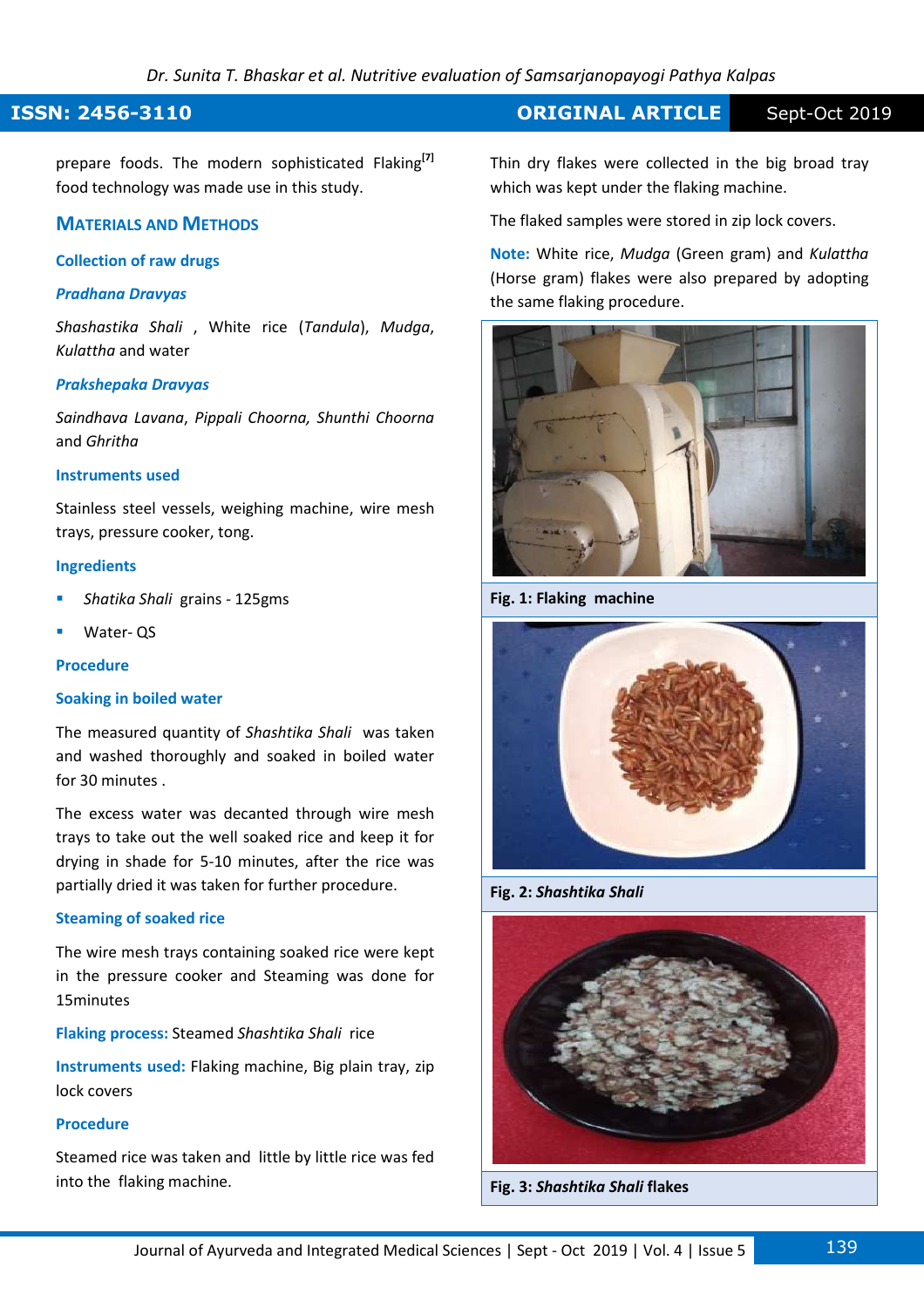prepare foods. The modern sophisticated Flaking[7] food technology was made use in this study.

## Materials and Methods

### Collection of raw drugs

#### *Pradhana Dravyas*

*Shashastika Shali* , White rice (*Tandula*), *Mudga*, *Kulattha* and water

#### *Prakshepaka Dravyas*

*Saindhava Lavana*, *Pippali Choorna, Shunthi Choorna* and *Ghritha*

### Instruments used

Stainless steel vessels, weighing machine, wire mesh trays, pressure cooker, tong.

### Ingredients

- *Shatika Shali* grains - 125gms
- Water- QS

### Procedure

#### Soaking in boiled water

The measured quantity of *Shashtika Shali* was taken and washed thoroughly and soaked in boiled water for 30 minutes .

The excess water was decanted through wire mesh trays to take out the well soaked rice and keep it for drying in shade for 5-10 minutes, after the rice was partially dried it was taken for further procedure.

#### Steaming of soaked rice

The wire mesh trays containing soaked rice were kept in the pressure cooker and Steaming was done for 15minutes

**Flaking process:** Steamed *Shashtika Shali* rice

**Instruments used:** Flaking machine, Big plain tray, zip lock covers

### Procedure

Steamed rice was taken and little by little rice was fed into the flaking machine.

Thin dry flakes were collected in the big broad tray which was kept under the flaking machine.

The flaked samples were stored in zip lock covers.

**Note:** White rice, *Mudga* (Green gram) and *Kulattha* (Horse gram) flakes were also prepared by adopting the same flaking procedure.

**Fig. 1: Flaking machine**

**Fig. 2: *Shashtika Shali***

**Fig. 3: *Shashtika Shali* flakes**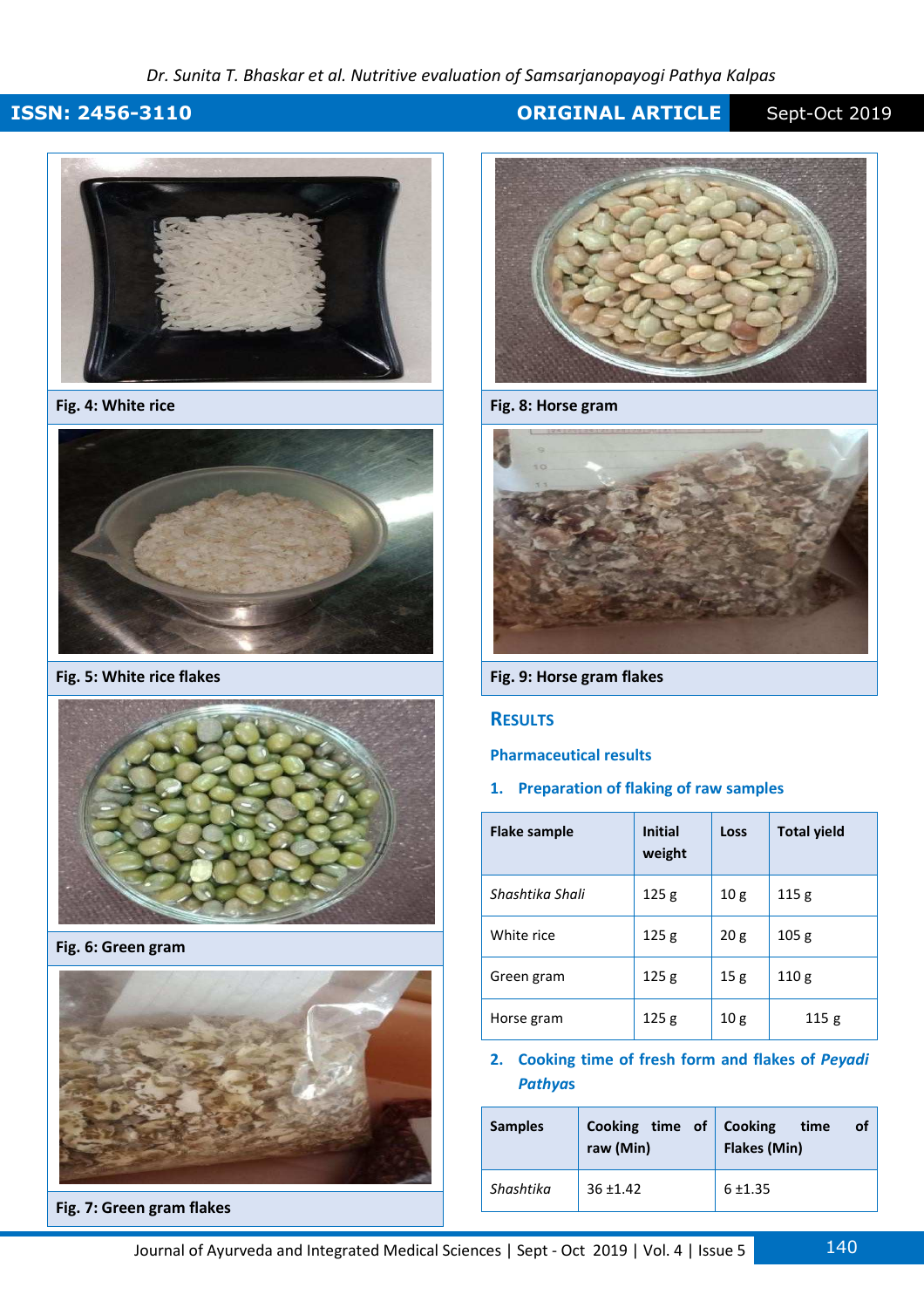Fig. 4: White rice

Fig. 5: White rice flakes

Fig. 6: Green gram

Fig. 7: Green gram flakes

Fig. 8: Horse gram

Fig. 9: Horse gram flakes

## RESULTS

### Pharmaceutical results

#### 1. Preparation of flaking of raw samples

| Flake sample | Initial weight | Loss | Total yield |
|---|---|---|---|
| *Shashtika Shali* | 125 g | 10 g | 115 g |
| White rice | 125 g | 20 g | 105 g |
| Green gram | 125 g | 15 g | 110 g |
| Horse gram | 125 g | 10 g | 115 g |

#### 2. Cooking time of fresh form and flakes of *Peyadi Pathyas*

| Samples | Cooking time of raw (Min) | Cooking time of Flakes (Min) |
|---|---|---|
| *Shashtika* | 36 ±1.42 | 6 ±1.35 |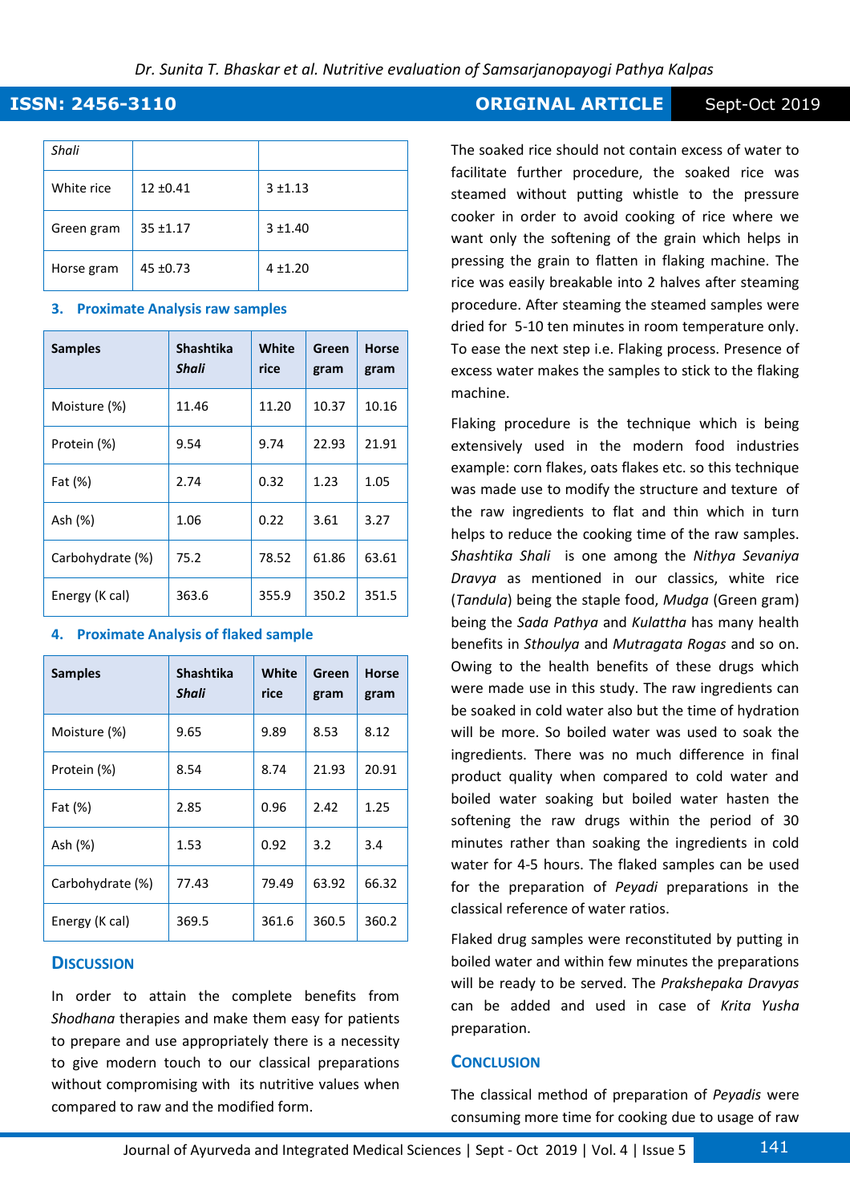| *Shali* | | |
|---|---|---|
| White rice | 12 ±0.41 | 3 ±1.13 |
| Green gram | 35 ±1.17 | 3 ±1.40 |
| Horse gram | 45 ±0.73 | 4 ±1.20 |

### 3. Proximate Analysis raw samples

| Samples | Shashtika *Shali* | White rice | Green gram | Horse gram |
|---|---|---|---|---|
| Moisture (%) | 11.46 | 11.20 | 10.37 | 10.16 |
| Protein (%) | 9.54 | 9.74 | 22.93 | 21.91 |
| Fat (%) | 2.74 | 0.32 | 1.23 | 1.05 |
| Ash (%) | 1.06 | 0.22 | 3.61 | 3.27 |
| Carbohydrate (%) | 75.2 | 78.52 | 61.86 | 63.61 |
| Energy (K cal) | 363.6 | 355.9 | 350.2 | 351.5 |

### 4. Proximate Analysis of flaked sample

| Samples | Shashtika *Shali* | White rice | Green gram | Horse gram |
|---|---|---|---|---|
| Moisture (%) | 9.65 | 9.89 | 8.53 | 8.12 |
| Protein (%) | 8.54 | 8.74 | 21.93 | 20.91 |
| Fat (%) | 2.85 | 0.96 | 2.42 | 1.25 |
| Ash (%) | 1.53 | 0.92 | 3.2 | 3.4 |
| Carbohydrate (%) | 77.43 | 79.49 | 63.92 | 66.32 |
| Energy (K cal) | 369.5 | 361.6 | 360.5 | 360.2 |

## Discussion

In order to attain the complete benefits from *Shodhana* therapies and make them easy for patients to prepare and use appropriately there is a necessity to give modern touch to our classical preparations without compromising with its nutritive values when compared to raw and the modified form.

The soaked rice should not contain excess of water to facilitate further procedure, the soaked rice was steamed without putting whistle to the pressure cooker in order to avoid cooking of rice where we want only the softening of the grain which helps in pressing the grain to flatten in flaking machine. The rice was easily breakable into 2 halves after steaming procedure. After steaming the steamed samples were dried for 5-10 ten minutes in room temperature only. To ease the next step i.e. Flaking process. Presence of excess water makes the samples to stick to the flaking machine.

Flaking procedure is the technique which is being extensively used in the modern food industries example: corn flakes, oats flakes etc. so this technique was made use to modify the structure and texture of the raw ingredients to flat and thin which in turn helps to reduce the cooking time of the raw samples. *Shashtika Shali* is one among the *Nithya Sevaniya Dravya* as mentioned in our classics, white rice (*Tandula*) being the staple food, *Mudga* (Green gram) being the *Sada Pathya* and *Kulattha* has many health benefits in *Sthoulya* and *Mutragata Rogas* and so on. Owing to the health benefits of these drugs which were made use in this study. The raw ingredients can be soaked in cold water also but the time of hydration will be more. So boiled water was used to soak the ingredients. There was no much difference in final product quality when compared to cold water and boiled water soaking but boiled water hasten the softening the raw drugs within the period of 30 minutes rather than soaking the ingredients in cold water for 4-5 hours. The flaked samples can be used for the preparation of *Peyadi* preparations in the classical reference of water ratios.

Flaked drug samples were reconstituted by putting in boiled water and within few minutes the preparations will be ready to be served. The *Prakshepaka Dravyas* can be added and used in case of *Krita Yusha* preparation.

## Conclusion

The classical method of preparation of *Peyadis* were consuming more time for cooking due to usage of raw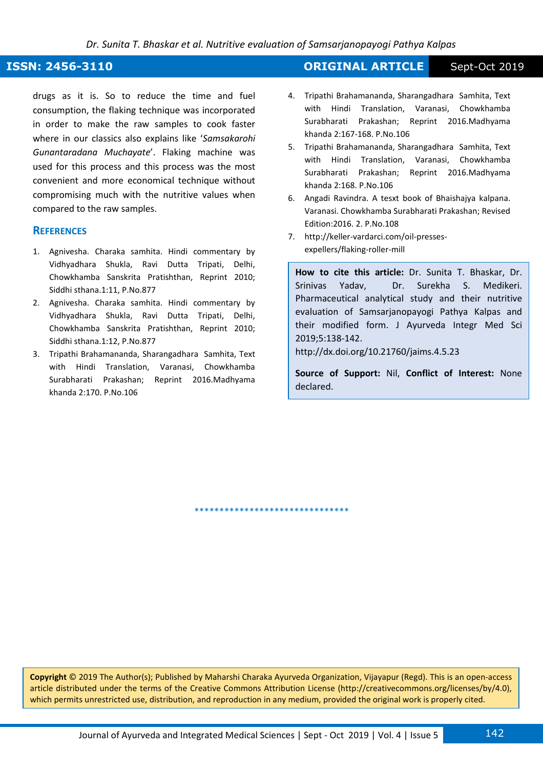drugs as it is. So to reduce the time and fuel consumption, the flaking technique was incorporated in order to make the raw samples to cook faster where in our classics also explains like '*Samsakarohi Gunantaradana Muchayate*'. Flaking machine was used for this process and this process was the most convenient and more economical technique without compromising much with the nutritive values when compared to the raw samples.

## REFERENCES

1. Agnivesha. Charaka samhita. Hindi commentary by Vidhyadhara Shukla, Ravi Dutta Tripati, Delhi, Chowkhamba Sanskrita Pratishthan, Reprint 2010; Siddhi sthana.1:11, P.No.877
2. Agnivesha. Charaka samhita. Hindi commentary by Vidhyadhara Shukla, Ravi Dutta Tripati, Delhi, Chowkhamba Sanskrita Pratishthan, Reprint 2010; Siddhi sthana.1:12, P.No.877
3. Tripathi Brahamananda, Sharangadhara Samhita, Text with Hindi Translation, Varanasi, Chowkhamba Surabharati Prakashan; Reprint 2016.Madhyama khanda 2:170. P.No.106
4. Tripathi Brahamananda, Sharangadhara Samhita, Text with Hindi Translation, Varanasi, Chowkhamba Surabharati Prakashan; Reprint 2016.Madhyama khanda 2:167-168. P.No.106
5. Tripathi Brahamananda, Sharangadhara Samhita, Text with Hindi Translation, Varanasi, Chowkhamba Surabharati Prakashan; Reprint 2016.Madhyama khanda 2:168. P.No.106
6. Angadi Ravindra. A tesxt book of Bhaishajya kalpana. Varanasi. Chowkhamba Surabharati Prakashan; Revised Edition:2016. 2. P.No.108
7. http://keller-vardarci.com/oil-presses-expellers/flaking-roller-mill

**How to cite this article:** Dr. Sunita T. Bhaskar, Dr. Srinivas Yadav, Dr. Surekha S. Medikeri. Pharmaceutical analytical study and their nutritive evaluation of Samsarjanopayogi Pathya Kalpas and their modified form. J Ayurveda Integr Med Sci 2019;5:138-142.
http://dx.doi.org/10.21760/jaims.4.5.23

**Source of Support:** Nil, **Conflict of Interest:** None declared.

******************************

**Copyright** © 2019 The Author(s); Published by Maharshi Charaka Ayurveda Organization, Vijayapur (Regd). This is an open-access article distributed under the terms of the Creative Commons Attribution License (http://creativecommons.org/licenses/by/4.0), which permits unrestricted use, distribution, and reproduction in any medium, provided the original work is properly cited.